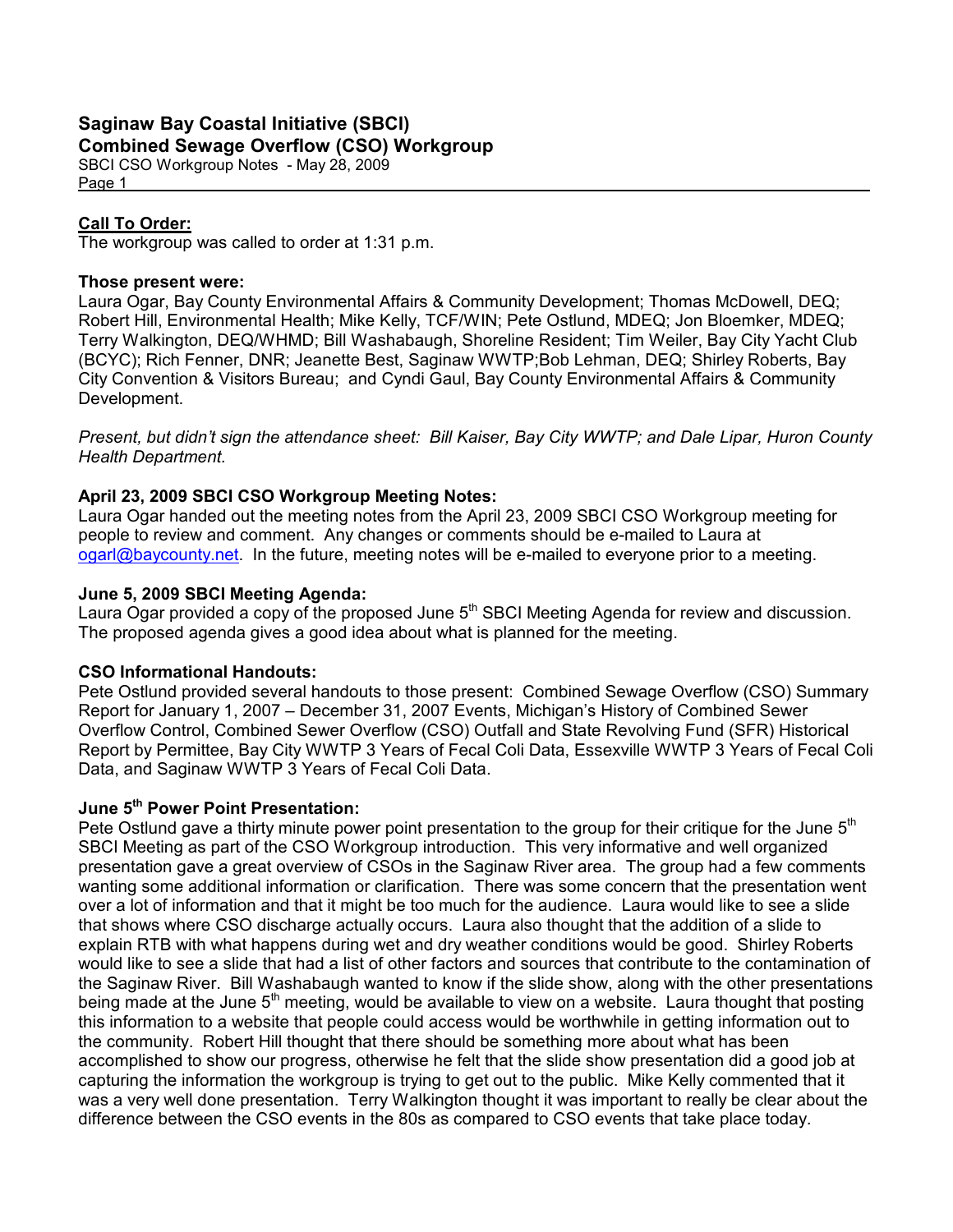# Saginaw Bay Coastal Initiative (SBCI)
## Combined Sewage Overflow (CSO) Workgroup

SBCI CSO Workgroup Notes - May 28, 2009

**<u>Call To Order:</u>**

The workgroup was called to order at 1:31 p.m.

**Those present were:**

Laura Ogar, Bay County Environmental Affairs & Community Development; Thomas McDowell, DEQ; Robert Hill, Environmental Health; Mike Kelly, TCF/WIN; Pete Ostlund, MDEQ; Jon Bloemker, MDEQ; Terry Walkington, DEQ/WHMD; Bill Washabaugh, Shoreline Resident; Tim Weiler, Bay City Yacht Club (BCYC); Rich Fenner, DNR; Jeanette Best, Saginaw WWTP;Bob Lehman, DEQ; Shirley Roberts, Bay City Convention & Visitors Bureau; and Cyndi Gaul, Bay County Environmental Affairs & Community Development.

*Present, but didn't sign the attendance sheet: Bill Kaiser, Bay City WWTP; and Dale Lipar, Huron County Health Department.*

**April 23, 2009 SBCI CSO Workgroup Meeting Notes:**

Laura Ogar handed out the meeting notes from the April 23, 2009 SBCI CSO Workgroup meeting for people to review and comment. Any changes or comments should be e-mailed to Laura at ogarl@baycounty.net. In the future, meeting notes will be e-mailed to everyone prior to a meeting.

**June 5, 2009 SBCI Meeting Agenda:**

Laura Ogar provided a copy of the proposed June 5th SBCI Meeting Agenda for review and discussion. The proposed agenda gives a good idea about what is planned for the meeting.

**CSO Informational Handouts:**

Pete Ostlund provided several handouts to those present: Combined Sewage Overflow (CSO) Summary Report for January 1, 2007 – December 31, 2007 Events, Michigan's History of Combined Sewer Overflow Control, Combined Sewer Overflow (CSO) Outfall and State Revolving Fund (SFR) Historical Report by Permittee, Bay City WWTP 3 Years of Fecal Coli Data, Essexville WWTP 3 Years of Fecal Coli Data, and Saginaw WWTP 3 Years of Fecal Coli Data.

**June 5th Power Point Presentation:**

Pete Ostlund gave a thirty minute power point presentation to the group for their critique for the June 5th SBCI Meeting as part of the CSO Workgroup introduction. This very informative and well organized presentation gave a great overview of CSOs in the Saginaw River area. The group had a few comments wanting some additional information or clarification. There was some concern that the presentation went over a lot of information and that it might be too much for the audience. Laura would like to see a slide that shows where CSO discharge actually occurs. Laura also thought that the addition of a slide to explain RTB with what happens during wet and dry weather conditions would be good. Shirley Roberts would like to see a slide that had a list of other factors and sources that contribute to the contamination of the Saginaw River. Bill Washabaugh wanted to know if the slide show, along with the other presentations being made at the June 5th meeting, would be available to view on a website. Laura thought that posting this information to a website that people could access would be worthwhile in getting information out to the community. Robert Hill thought that there should be something more about what has been accomplished to show our progress, otherwise he felt that the slide show presentation did a good job at capturing the information the workgroup is trying to get out to the public. Mike Kelly commented that it was a very well done presentation. Terry Walkington thought it was important to really be clear about the difference between the CSO events in the 80s as compared to CSO events that take place today.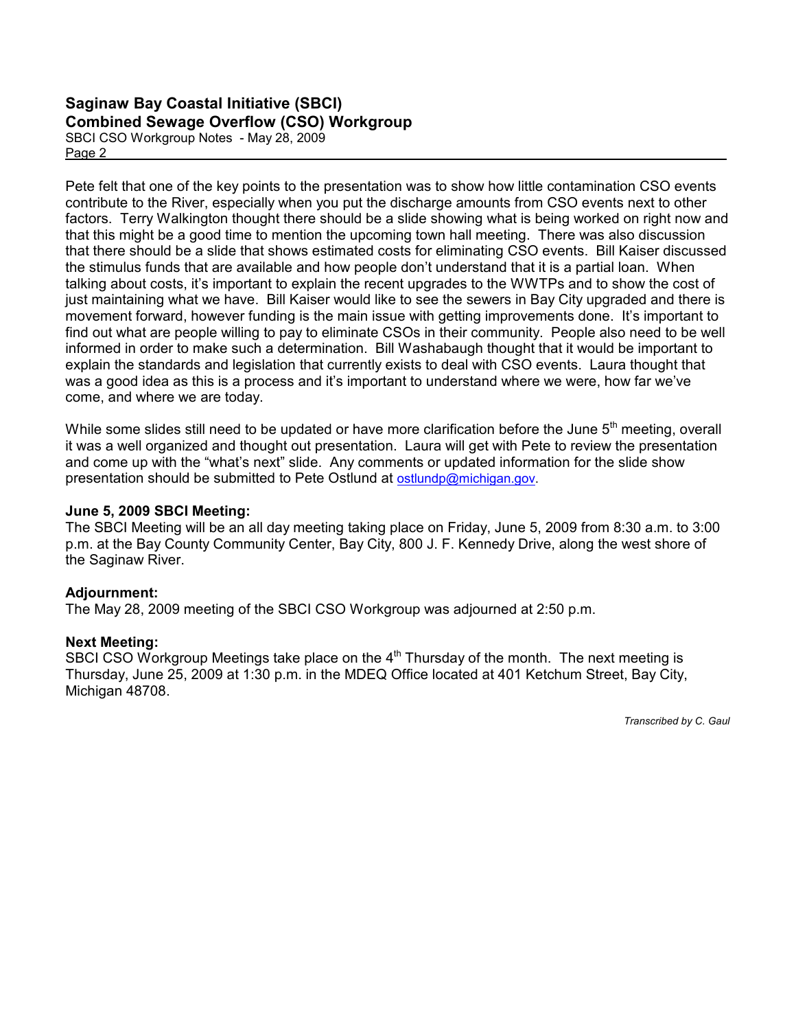Pete felt that one of the key points to the presentation was to show how little contamination CSO events contribute to the River, especially when you put the discharge amounts from CSO events next to other factors. Terry Walkington thought there should be a slide showing what is being worked on right now and that this might be a good time to mention the upcoming town hall meeting. There was also discussion that there should be a slide that shows estimated costs for eliminating CSO events. Bill Kaiser discussed the stimulus funds that are available and how people don't understand that it is a partial loan. When talking about costs, it's important to explain the recent upgrades to the WWTPs and to show the cost of just maintaining what we have. Bill Kaiser would like to see the sewers in Bay City upgraded and there is movement forward, however funding is the main issue with getting improvements done. It's important to find out what are people willing to pay to eliminate CSOs in their community. People also need to be well informed in order to make such a determination. Bill Washabaugh thought that it would be important to explain the standards and legislation that currently exists to deal with CSO events. Laura thought that was a good idea as this is a process and it's important to understand where we were, how far we've come, and where we are today.

While some slides still need to be updated or have more clarification before the June 5th meeting, overall it was a well organized and thought out presentation. Laura will get with Pete to review the presentation and come up with the "what's next" slide. Any comments or updated information for the slide show presentation should be submitted to Pete Ostlund at ostlundp@michigan.gov.

**June 5, 2009 SBCI Meeting:**

The SBCI Meeting will be an all day meeting taking place on Friday, June 5, 2009 from 8:30 a.m. to 3:00 p.m. at the Bay County Community Center, Bay City, 800 J. F. Kennedy Drive, along the west shore of the Saginaw River.

**Adjournment:**

The May 28, 2009 meeting of the SBCI CSO Workgroup was adjourned at 2:50 p.m.

**Next Meeting:**

SBCI CSO Workgroup Meetings take place on the 4th Thursday of the month. The next meeting is Thursday, June 25, 2009 at 1:30 p.m. in the MDEQ Office located at 401 Ketchum Street, Bay City, Michigan 48708.

*Transcribed by C. Gaul*